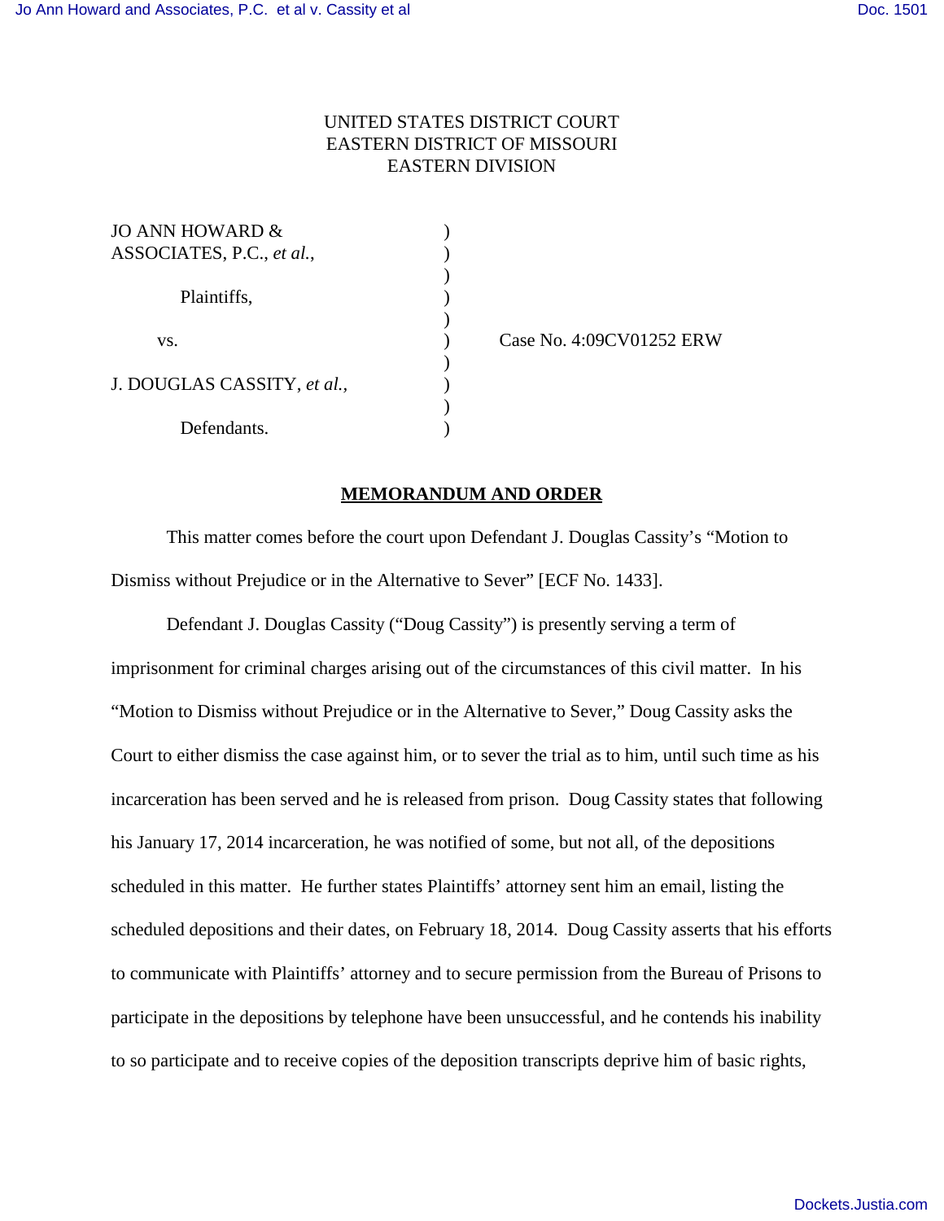UNITED STATES DISTRICT COURT
EASTERN DISTRICT OF MISSOURI
EASTERN DIVISION

| | | |
|---|---|---|
| JO ANN HOWARD & ASSOCIATES, P.C., *et al.*, | ) | |
| Plaintiffs, | ) | |
| vs. | ) | Case No. 4:09CV01252 ERW |
| J. DOUGLAS CASSITY, *et al.*, | ) | |
| Defendants. | ) | |

## MEMORANDUM AND ORDER

This matter comes before the court upon Defendant J. Douglas Cassity's "Motion to Dismiss without Prejudice or in the Alternative to Sever" [ECF No. 1433].

Defendant J. Douglas Cassity ("Doug Cassity") is presently serving a term of imprisonment for criminal charges arising out of the circumstances of this civil matter. In his "Motion to Dismiss without Prejudice or in the Alternative to Sever," Doug Cassity asks the Court to either dismiss the case against him, or to sever the trial as to him, until such time as his incarceration has been served and he is released from prison. Doug Cassity states that following his January 17, 2014 incarceration, he was notified of some, but not all, of the depositions scheduled in this matter. He further states Plaintiffs' attorney sent him an email, listing the scheduled depositions and their dates, on February 18, 2014. Doug Cassity asserts that his efforts to communicate with Plaintiffs' attorney and to secure permission from the Bureau of Prisons to participate in the depositions by telephone have been unsuccessful, and he contends his inability to so participate and to receive copies of the deposition transcripts deprive him of basic rights,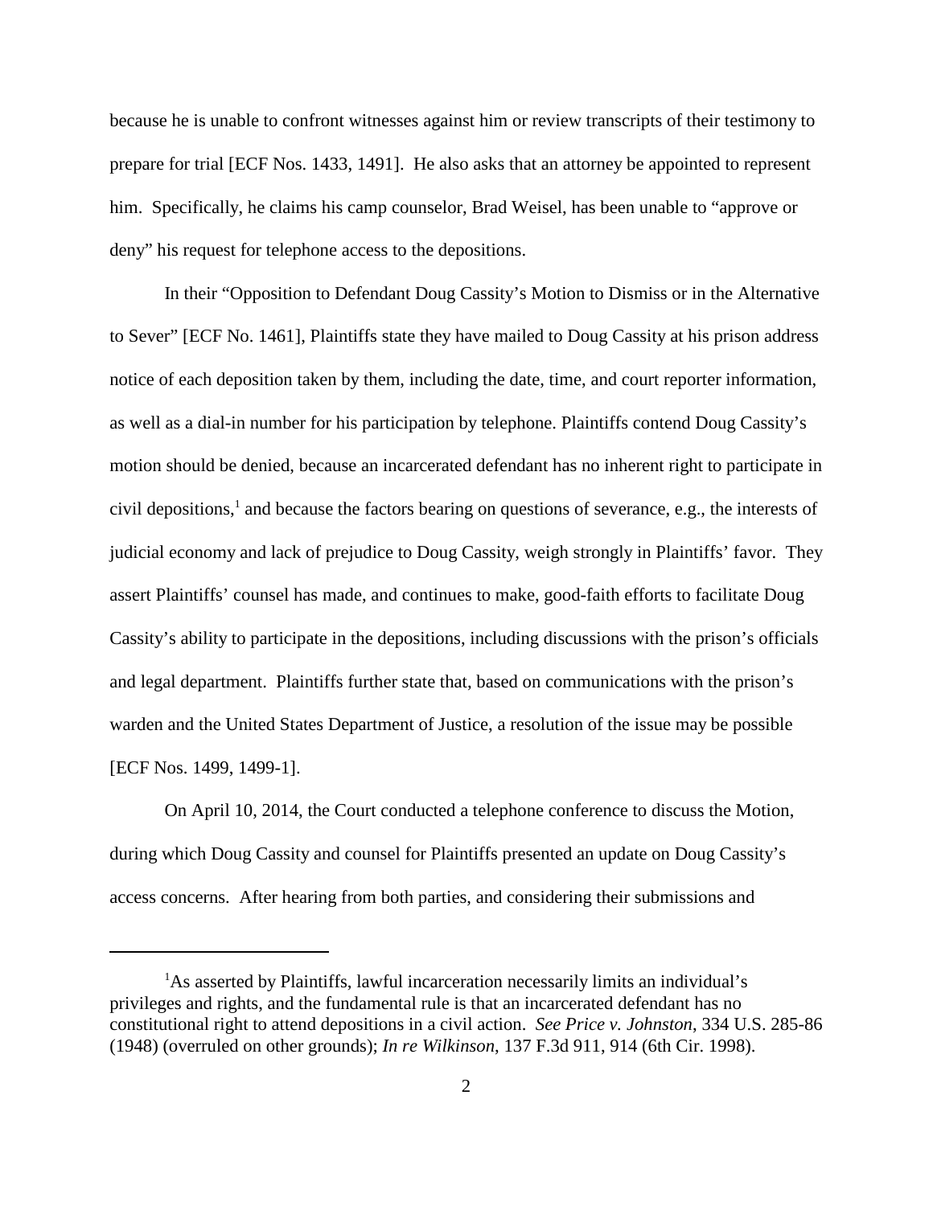because he is unable to confront witnesses against him or review transcripts of their testimony to prepare for trial [ECF Nos. 1433, 1491]. He also asks that an attorney be appointed to represent him. Specifically, he claims his camp counselor, Brad Weisel, has been unable to "approve or deny" his request for telephone access to the depositions.

In their "Opposition to Defendant Doug Cassity's Motion to Dismiss or in the Alternative to Sever" [ECF No. 1461], Plaintiffs state they have mailed to Doug Cassity at his prison address notice of each deposition taken by them, including the date, time, and court reporter information, as well as a dial-in number for his participation by telephone. Plaintiffs contend Doug Cassity's motion should be denied, because an incarcerated defendant has no inherent right to participate in civil depositions,[1] and because the factors bearing on questions of severance, e.g., the interests of judicial economy and lack of prejudice to Doug Cassity, weigh strongly in Plaintiffs' favor. They assert Plaintiffs' counsel has made, and continues to make, good-faith efforts to facilitate Doug Cassity's ability to participate in the depositions, including discussions with the prison's officials and legal department. Plaintiffs further state that, based on communications with the prison's warden and the United States Department of Justice, a resolution of the issue may be possible [ECF Nos. 1499, 1499-1].

On April 10, 2014, the Court conducted a telephone conference to discuss the Motion, during which Doug Cassity and counsel for Plaintiffs presented an update on Doug Cassity's access concerns. After hearing from both parties, and considering their submissions and

---

[1]As asserted by Plaintiffs, lawful incarceration necessarily limits an individual's privileges and rights, and the fundamental rule is that an incarcerated defendant has no constitutional right to attend depositions in a civil action. *See Price v. Johnston*, 334 U.S. 285-86 (1948) (overruled on other grounds); *In re Wilkinson*, 137 F.3d 911, 914 (6th Cir. 1998).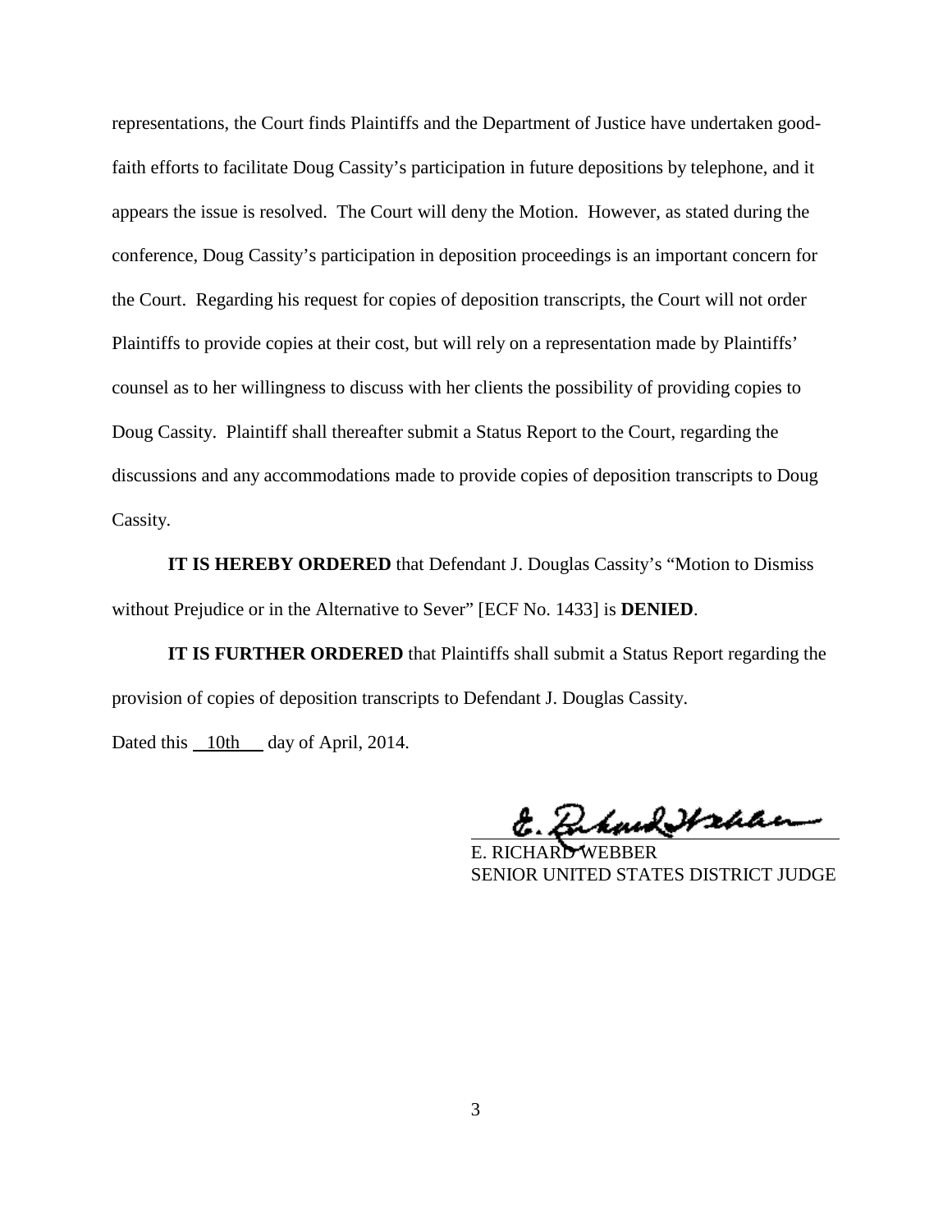representations, the Court finds Plaintiffs and the Department of Justice have undertaken good-faith efforts to facilitate Doug Cassity's participation in future depositions by telephone, and it appears the issue is resolved. The Court will deny the Motion. However, as stated during the conference, Doug Cassity's participation in deposition proceedings is an important concern for the Court. Regarding his request for copies of deposition transcripts, the Court will not order Plaintiffs to provide copies at their cost, but will rely on a representation made by Plaintiffs' counsel as to her willingness to discuss with her clients the possibility of providing copies to Doug Cassity. Plaintiff shall thereafter submit a Status Report to the Court, regarding the discussions and any accommodations made to provide copies of deposition transcripts to Doug Cassity.

**IT IS HEREBY ORDERED** that Defendant J. Douglas Cassity's "Motion to Dismiss without Prejudice or in the Alternative to Sever" [ECF No. 1433] is **DENIED**.

**IT IS FURTHER ORDERED** that Plaintiffs shall submit a Status Report regarding the provision of copies of deposition transcripts to Defendant J. Douglas Cassity.

Dated this 10th day of April, 2014.

E. RICHARD WEBBER
SENIOR UNITED STATES DISTRICT JUDGE